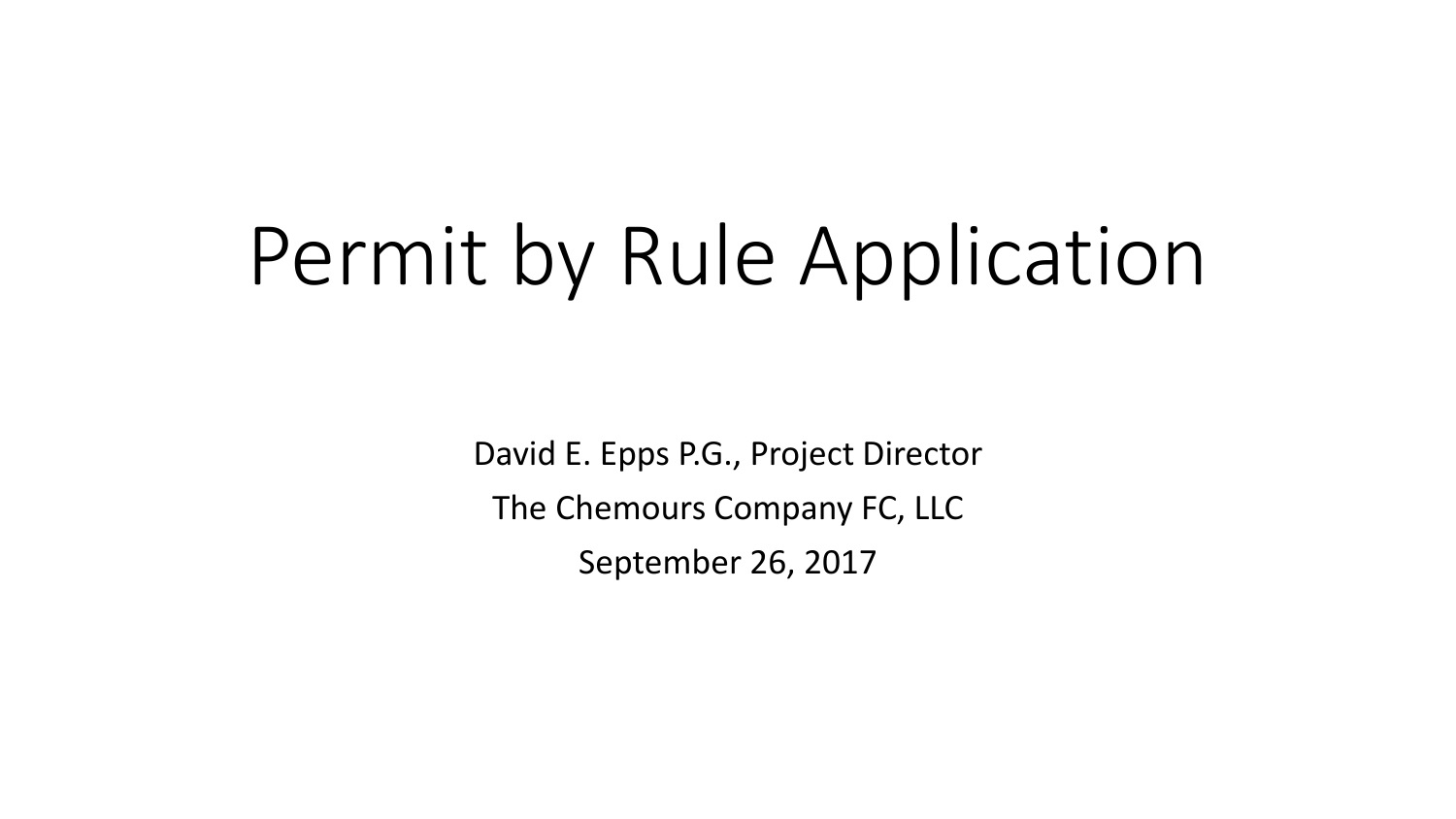# Permit by Rule Application

David E. Epps P.G., Project Director

The Chemours Company FC, LLC

September 26, 2017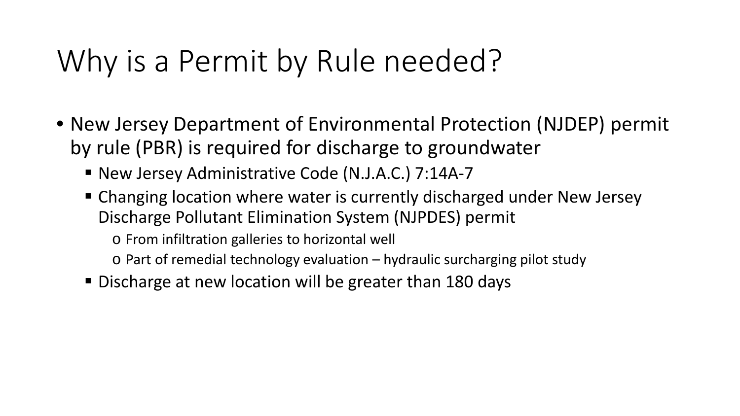# Why is a Permit by Rule needed?

- New Jersey Department of Environmental Protection (NJDEP) permit by rule (PBR) is required for discharge to groundwater
  - New Jersey Administrative Code (N.J.A.C.) 7:14A-7
  - Changing location where water is currently discharged under New Jersey Discharge Pollutant Elimination System (NJPDES) permit
    - From infiltration galleries to horizontal well
    - Part of remedial technology evaluation – hydraulic surcharging pilot study
  - Discharge at new location will be greater than 180 days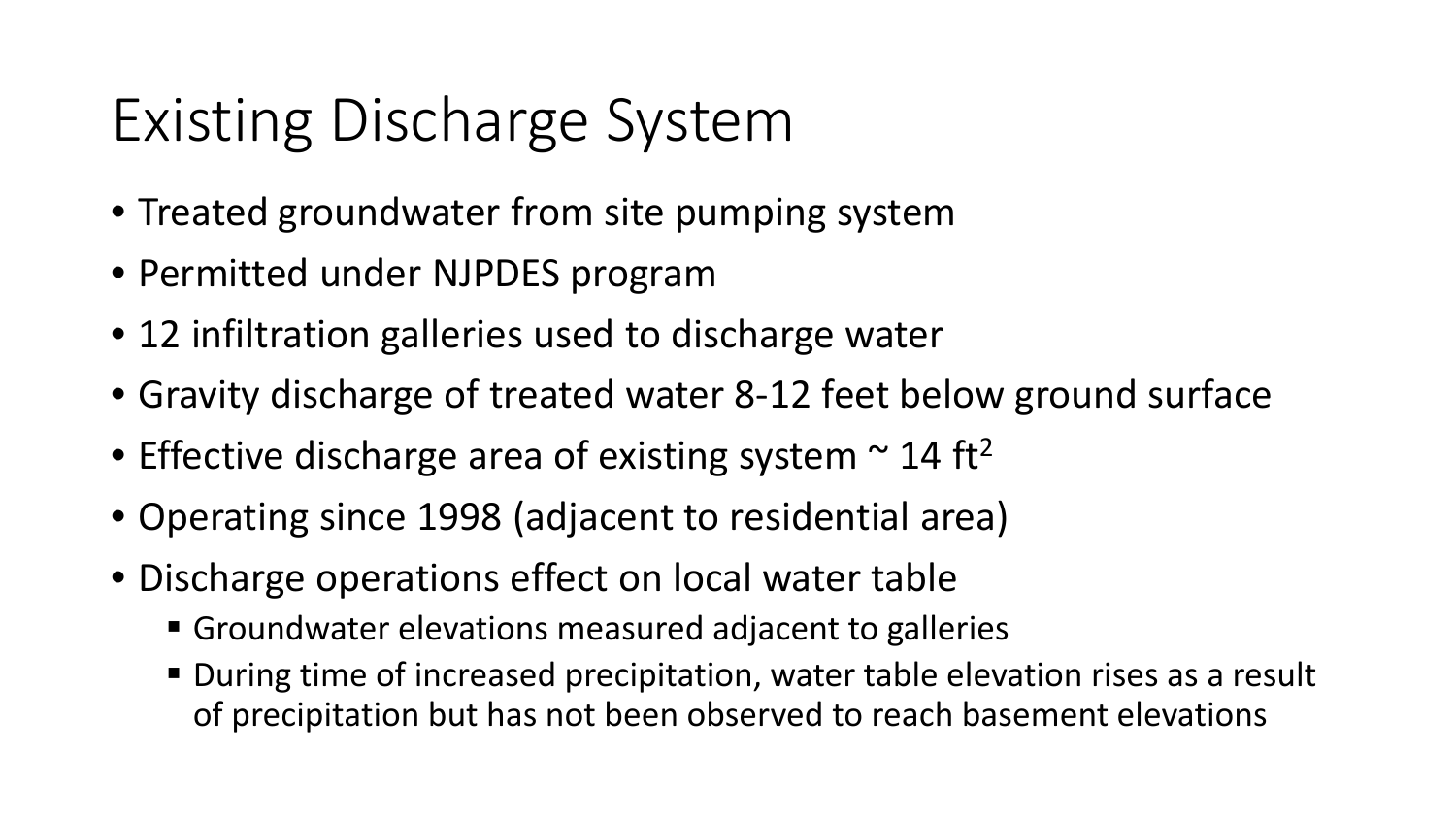# Existing Discharge System

- Treated groundwater from site pumping system
- Permitted under NJPDES program
- 12 infiltration galleries used to discharge water
- Gravity discharge of treated water 8-12 feet below ground surface
- Effective discharge area of existing system ~ 14 $ft^2$
- Operating since 1998 (adjacent to residential area)
- Discharge operations effect on local water table
  - Groundwater elevations measured adjacent to galleries
  - During time of increased precipitation, water table elevation rises as a result of precipitation but has not been observed to reach basement elevations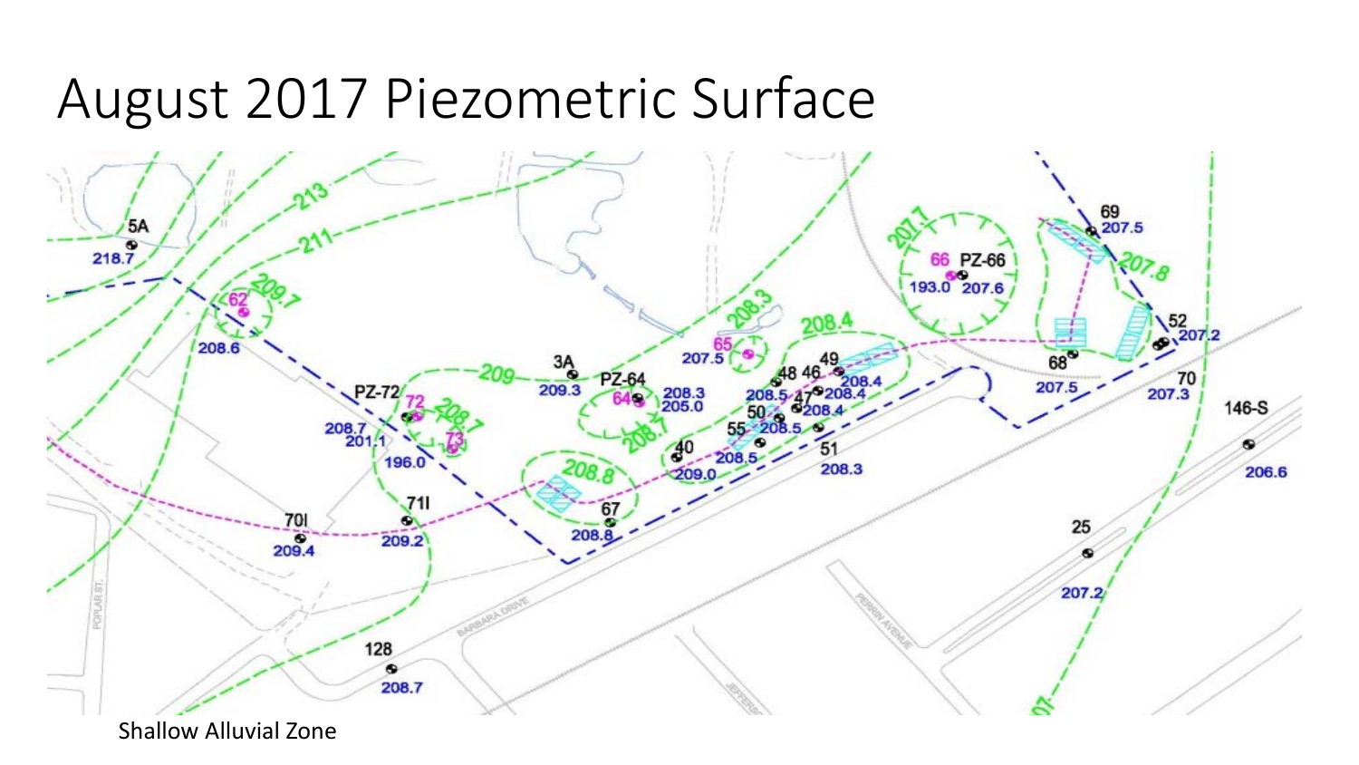# August 2017 Piezometric Surface

Shallow Alluvial Zone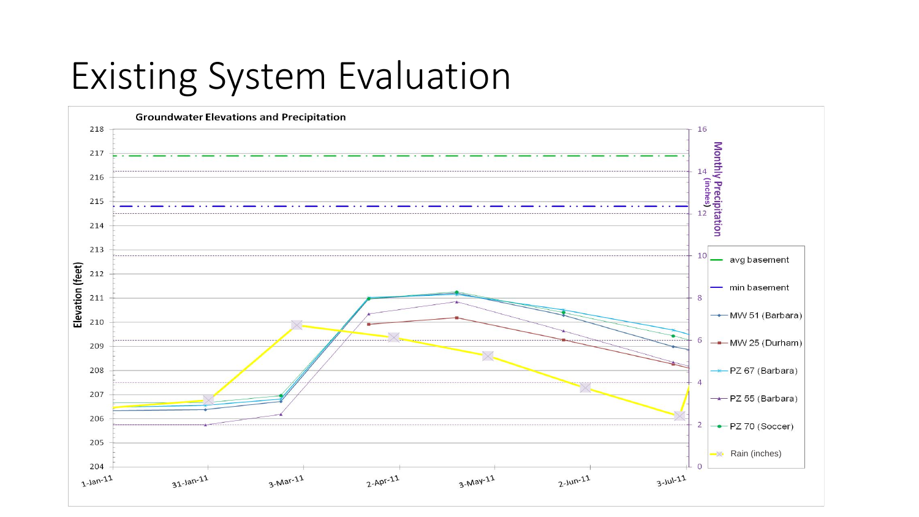# Existing System Evaluation

**Groundwater Elevations and Precipitation**

Elevation (feet): 204, 205, 206, 207, 208, 209, 210, 211, 212, 213, 214, 215, 216, 217, 218

Monthly Precipitation (inches): 0, 2, 4, 6, 8, 10, 12, 14, 16

Dates: 1-Jan-11, 31-Jan-11, 3-Mar-11, 2-Apr-11, 3-May-11, 2-Jun-11, 3-Jul-11

Legend:
- avg basement
- min basement
- MW 51 (Barbara)
- MW 25 (Durham)
- PZ 67 (Barbara)
- PZ 55 (Barbara)
- PZ 70 (Soccer)
- Rain (inches)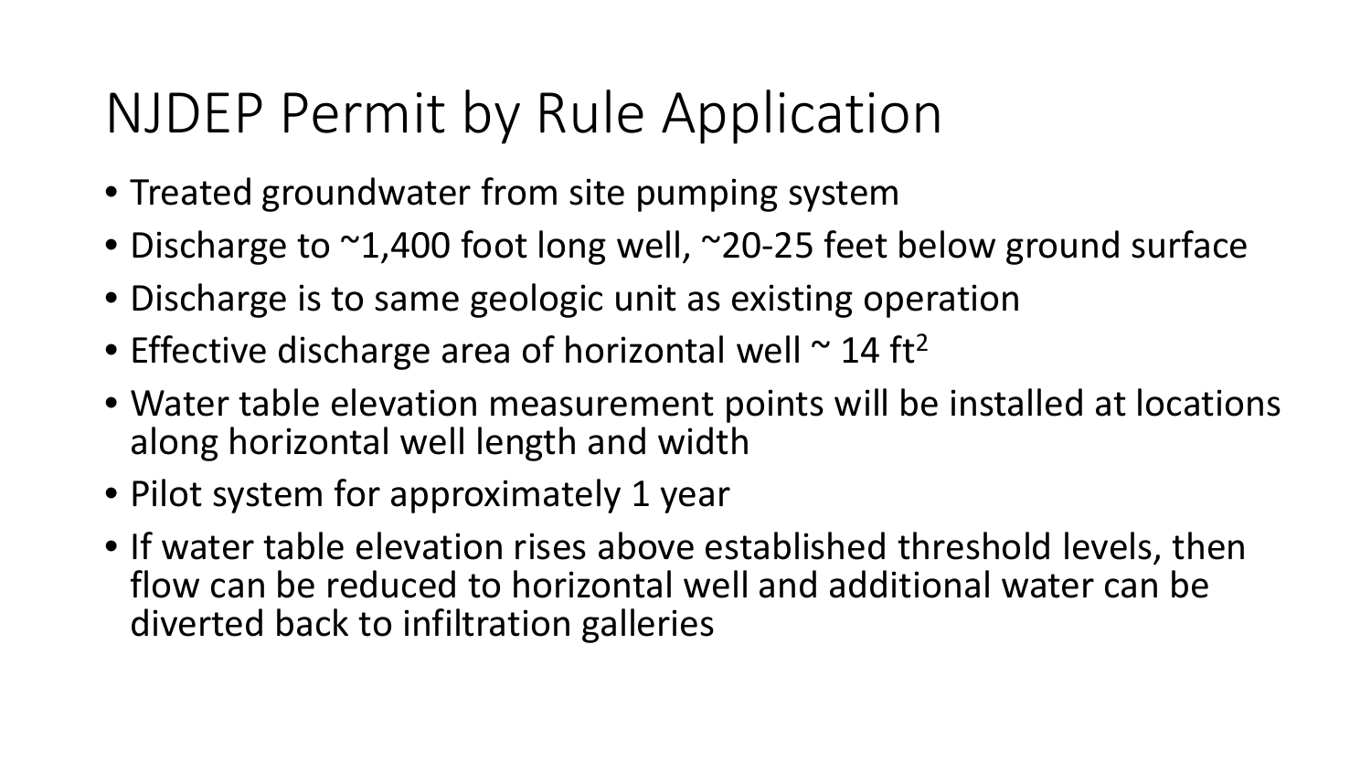# NJDEP Permit by Rule Application

- Treated groundwater from site pumping system
- Discharge to ~1,400 foot long well, ~20-25 feet below ground surface
- Discharge is to same geologic unit as existing operation
- Effective discharge area of horizontal well ~ 14 $ft^2$
- Water table elevation measurement points will be installed at locations along horizontal well length and width
- Pilot system for approximately 1 year
- If water table elevation rises above established threshold levels, then flow can be reduced to horizontal well and additional water can be diverted back to infiltration galleries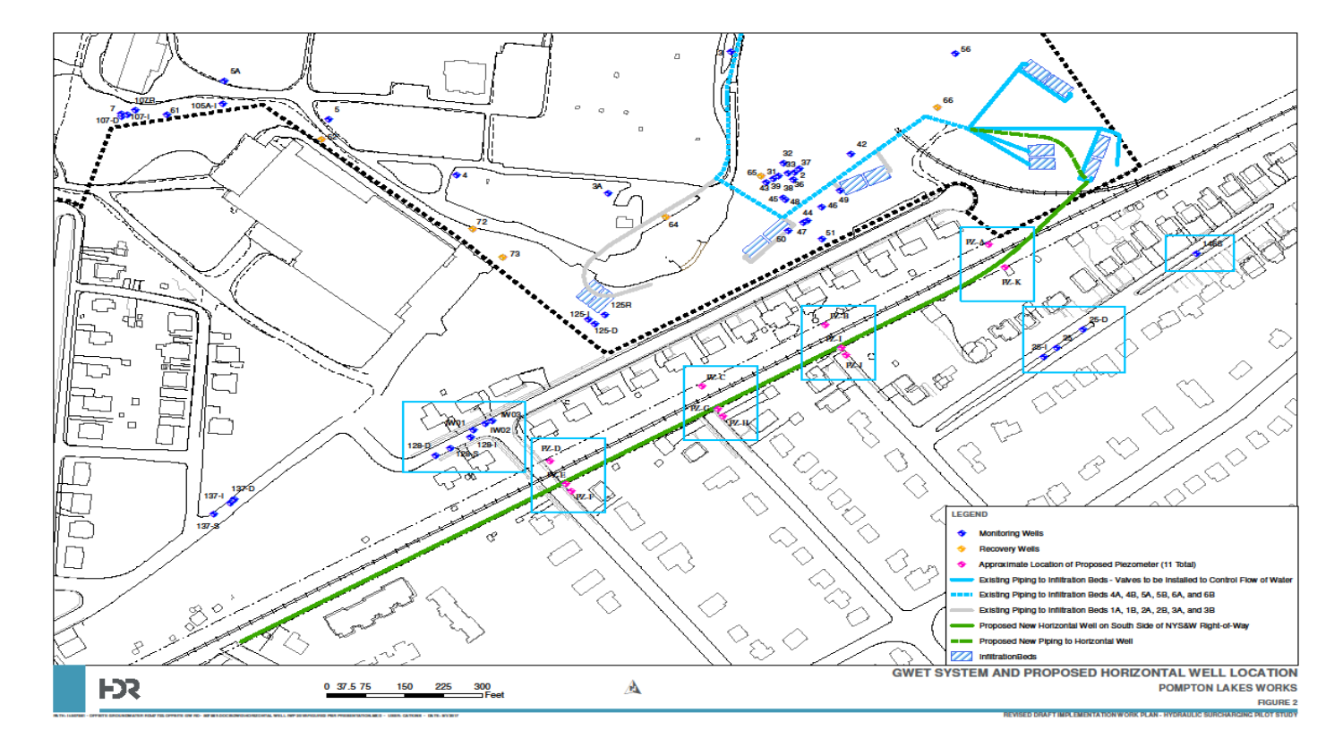**LEGEND**

- Monitoring Wells
- Recovery Wells
- Approximate Location of Proposed Piezometer (11 Total)
- Existing Piping to Infiltration Beds - Valves to be Installed to Control Flow of Water
- Existing Piping to Infiltration Beds 4A, 4B, 5A, 5B, 6A, and 6B
- Existing Piping to Infiltration Beds 1A, 1B, 2A, 2B, 3A, and 3B
- Proposed New Horizontal Well on South Side of NYS&W Right-of-Way
- Proposed New Piping to Horizontal Well
- InfiltrationBeds

0 37.5 75 150 225 300 Feet

HDR

**GWET SYSTEM AND PROPOSED HORIZONTAL WELL LOCATION**

**POMPTON LAKES WORKS**

FIGURE 2

REVISED DRAFT IMPLEMENTATION WORK PLAN - HYDRAULIC SURCHARGING PILOT STUDY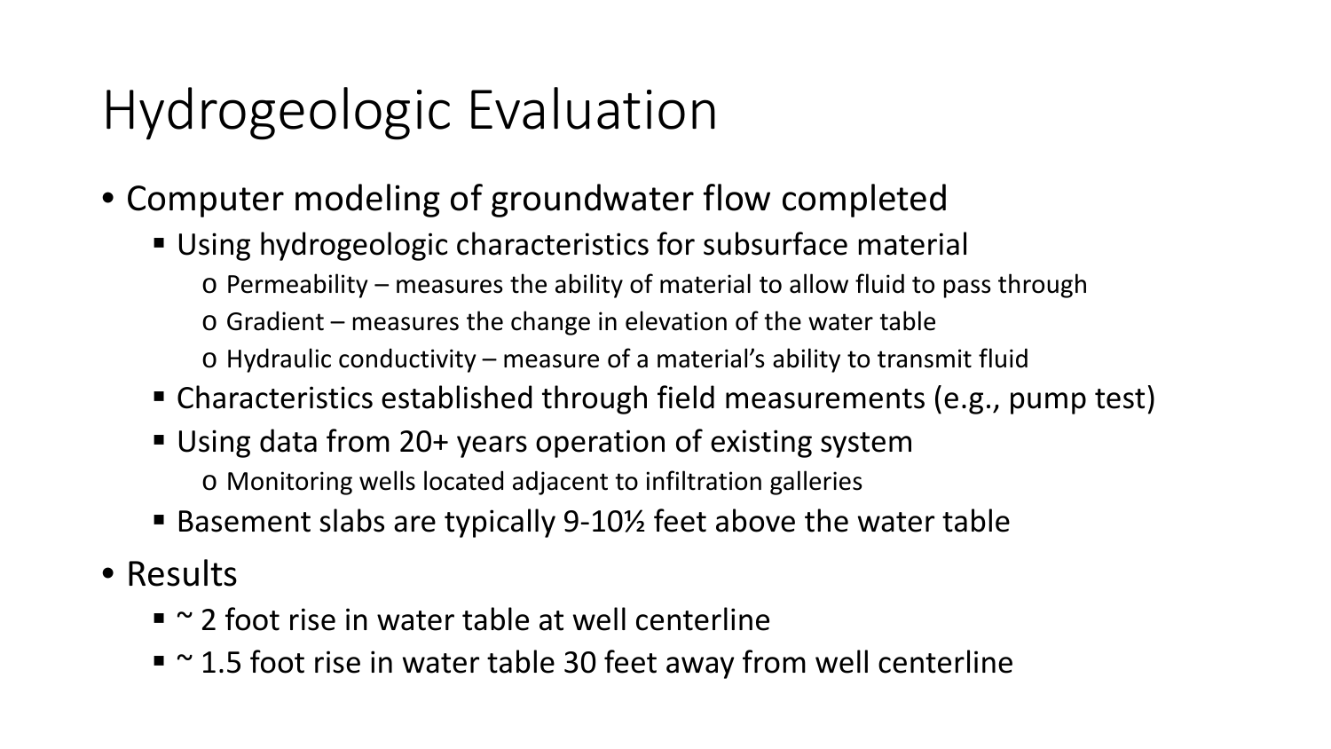# Hydrogeologic Evaluation

- Computer modeling of groundwater flow completed
  - Using hydrogeologic characteristics for subsurface material
    - Permeability – measures the ability of material to allow fluid to pass through
    - Gradient – measures the change in elevation of the water table
    - Hydraulic conductivity – measure of a material's ability to transmit fluid
  - Characteristics established through field measurements (e.g., pump test)
  - Using data from 20+ years operation of existing system
    - Monitoring wells located adjacent to infiltration galleries
  - Basement slabs are typically 9-10½ feet above the water table
- Results
  - ~ 2 foot rise in water table at well centerline
  - ~ 1.5 foot rise in water table 30 feet away from well centerline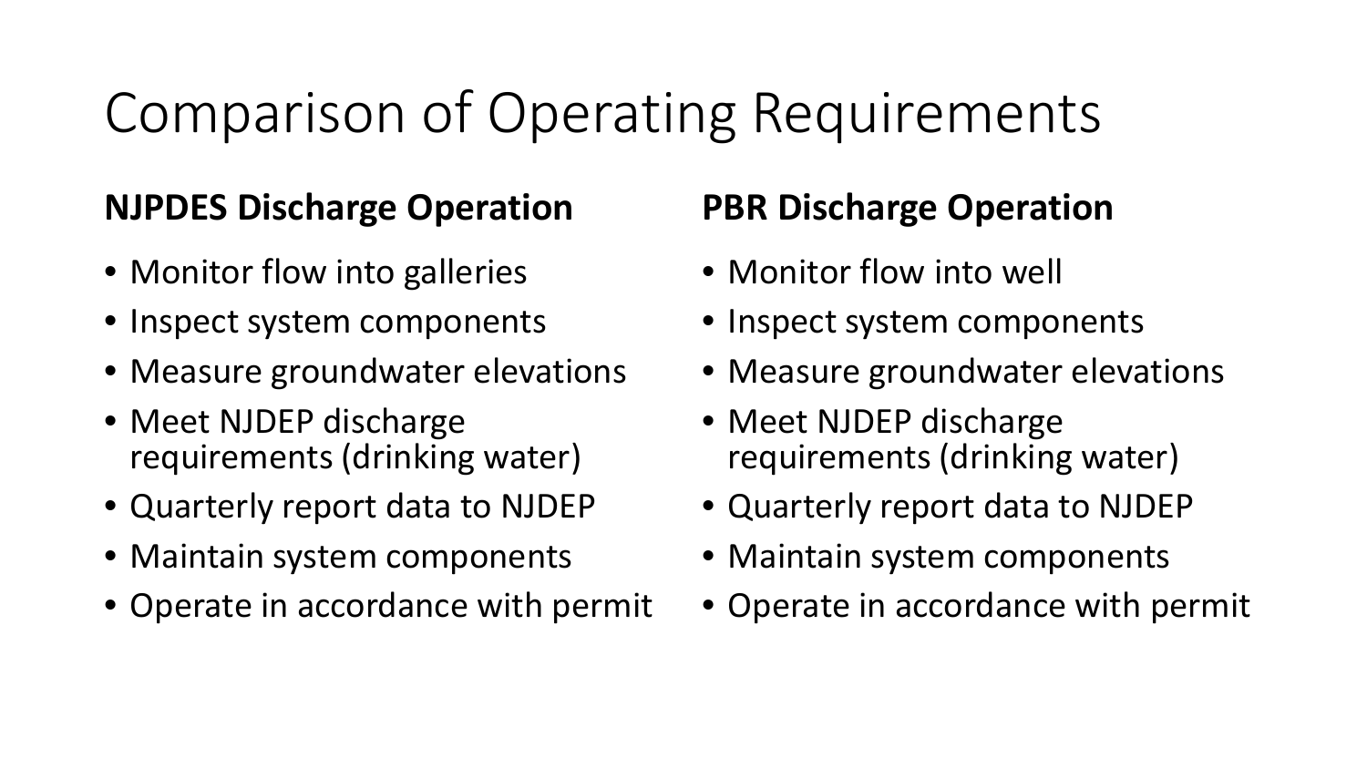# Comparison of Operating Requirements

**NJPDES Discharge Operation**

- Monitor flow into galleries
- Inspect system components
- Measure groundwater elevations
- Meet NJDEP discharge requirements (drinking water)
- Quarterly report data to NJDEP
- Maintain system components
- Operate in accordance with permit

**PBR Discharge Operation**

- Monitor flow into well
- Inspect system components
- Measure groundwater elevations
- Meet NJDEP discharge requirements (drinking water)
- Quarterly report data to NJDEP
- Maintain system components
- Operate in accordance with permit